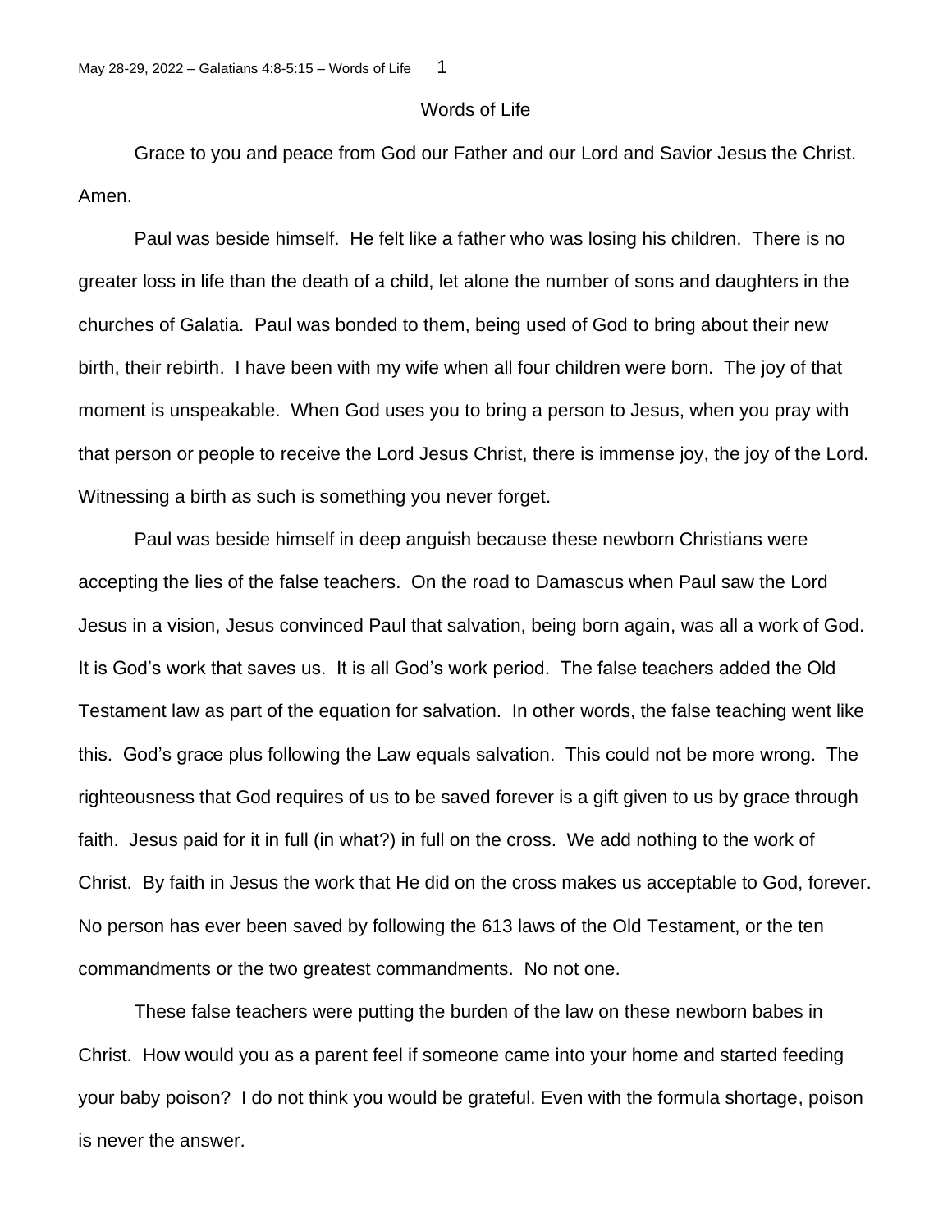# Words of Life

Grace to you and peace from God our Father and our Lord and Savior Jesus the Christ. Amen.

Paul was beside himself. He felt like a father who was losing his children. There is no greater loss in life than the death of a child, let alone the number of sons and daughters in the churches of Galatia. Paul was bonded to them, being used of God to bring about their new birth, their rebirth. I have been with my wife when all four children were born. The joy of that moment is unspeakable. When God uses you to bring a person to Jesus, when you pray with that person or people to receive the Lord Jesus Christ, there is immense joy, the joy of the Lord. Witnessing a birth as such is something you never forget.

Paul was beside himself in deep anguish because these newborn Christians were accepting the lies of the false teachers. On the road to Damascus when Paul saw the Lord Jesus in a vision, Jesus convinced Paul that salvation, being born again, was all a work of God. It is God's work that saves us. It is all God's work period. The false teachers added the Old Testament law as part of the equation for salvation. In other words, the false teaching went like this. God's grace plus following the Law equals salvation. This could not be more wrong. The righteousness that God requires of us to be saved forever is a gift given to us by grace through faith. Jesus paid for it in full (in what?) in full on the cross. We add nothing to the work of Christ. By faith in Jesus the work that He did on the cross makes us acceptable to God, forever. No person has ever been saved by following the 613 laws of the Old Testament, or the ten commandments or the two greatest commandments. No not one.

These false teachers were putting the burden of the law on these newborn babes in Christ. How would you as a parent feel if someone came into your home and started feeding your baby poison? I do not think you would be grateful. Even with the formula shortage, poison is never the answer.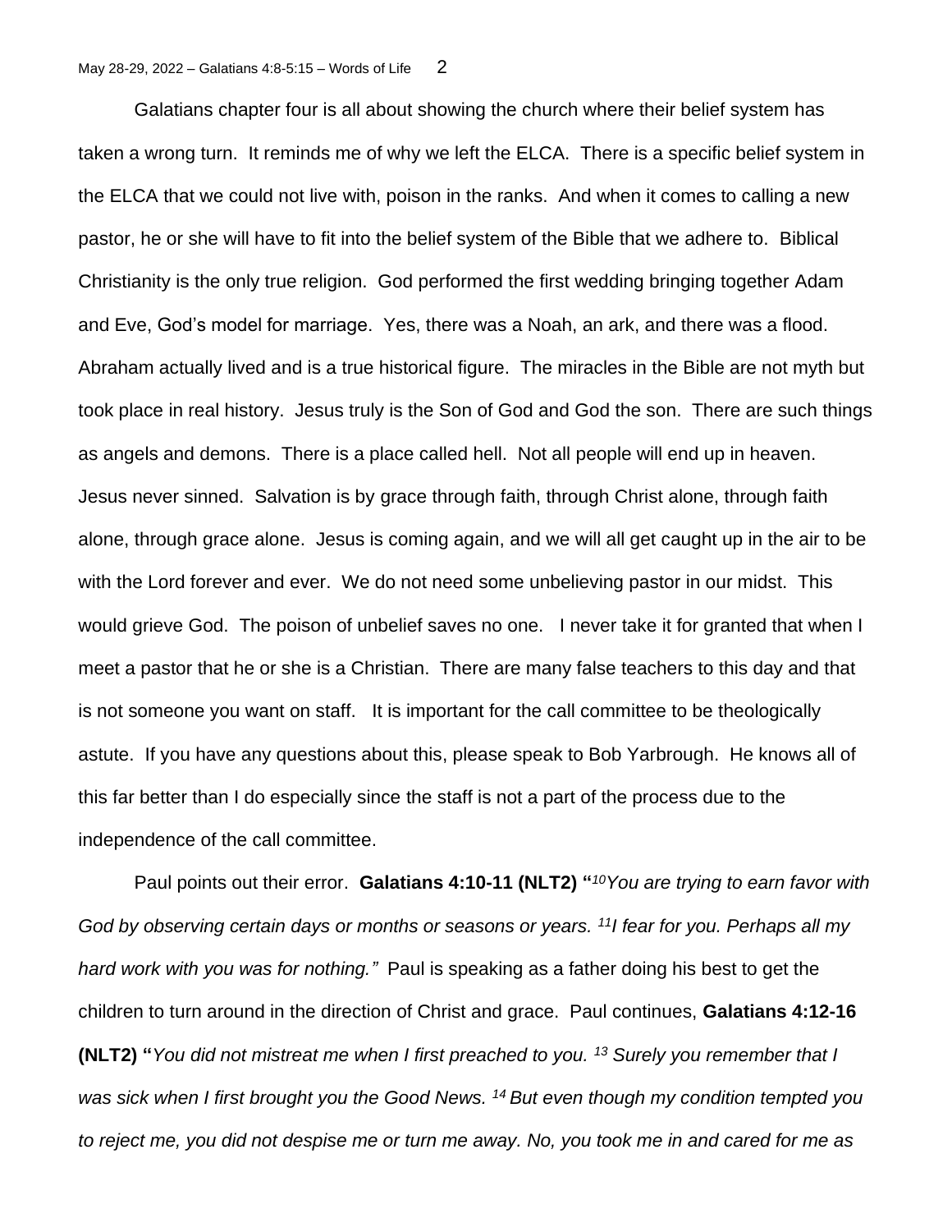Galatians chapter four is all about showing the church where their belief system has taken a wrong turn. It reminds me of why we left the ELCA. There is a specific belief system in the ELCA that we could not live with, poison in the ranks. And when it comes to calling a new pastor, he or she will have to fit into the belief system of the Bible that we adhere to. Biblical Christianity is the only true religion. God performed the first wedding bringing together Adam and Eve, God's model for marriage. Yes, there was a Noah, an ark, and there was a flood. Abraham actually lived and is a true historical figure. The miracles in the Bible are not myth but took place in real history. Jesus truly is the Son of God and God the son. There are such things as angels and demons. There is a place called hell. Not all people will end up in heaven. Jesus never sinned. Salvation is by grace through faith, through Christ alone, through faith alone, through grace alone. Jesus is coming again, and we will all get caught up in the air to be with the Lord forever and ever. We do not need some unbelieving pastor in our midst. This would grieve God. The poison of unbelief saves no one. I never take it for granted that when I meet a pastor that he or she is a Christian. There are many false teachers to this day and that is not someone you want on staff. It is important for the call committee to be theologically astute. If you have any questions about this, please speak to Bob Yarbrough. He knows all of this far better than I do especially since the staff is not a part of the process due to the independence of the call committee.

Paul points out their error. **Galatians 4:10-11 (NLT2) "**[10]*You are trying to earn favor with God by observing certain days or months or seasons or years.* [11]*I fear for you. Perhaps all my hard work with you was for nothing."* Paul is speaking as a father doing his best to get the children to turn around in the direction of Christ and grace. Paul continues, **Galatians 4:12-16 (NLT2) "***You did not mistreat me when I first preached to you.* [13] *Surely you remember that I was sick when I first brought you the Good News.* [14] *But even though my condition tempted you to reject me, you did not despise me or turn me away. No, you took me in and cared for me as*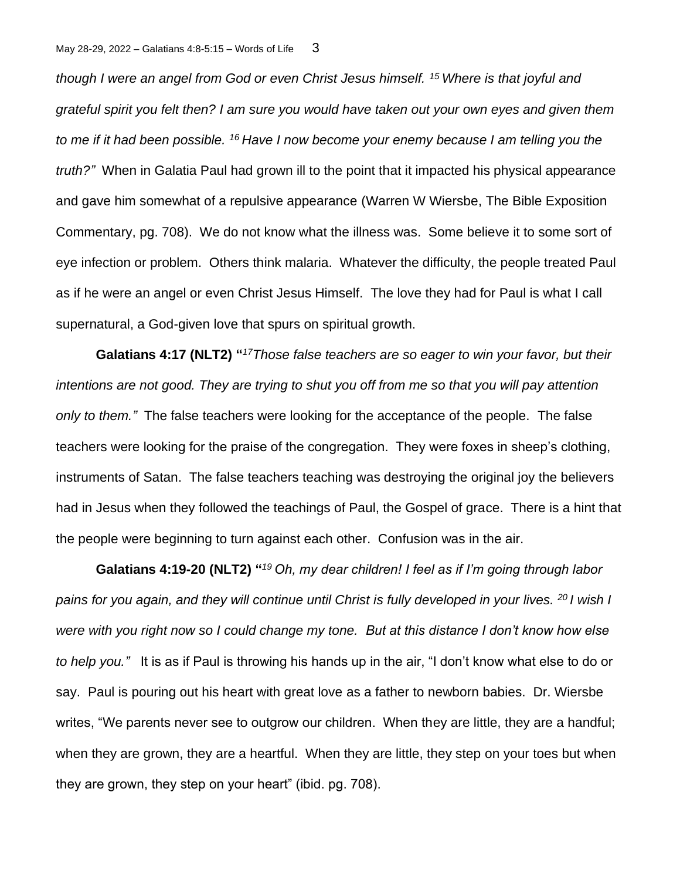*though I were an angel from God or even Christ Jesus himself. [15] Where is that joyful and grateful spirit you felt then? I am sure you would have taken out your own eyes and given them to me if it had been possible. [16] Have I now become your enemy because I am telling you the truth?"* When in Galatia Paul had grown ill to the point that it impacted his physical appearance and gave him somewhat of a repulsive appearance (Warren W Wiersbe, The Bible Exposition Commentary, pg. 708). We do not know what the illness was. Some believe it to some sort of eye infection or problem. Others think malaria. Whatever the difficulty, the people treated Paul as if he were an angel or even Christ Jesus Himself. The love they had for Paul is what I call supernatural, a God-given love that spurs on spiritual growth.

**Galatians 4:17 (NLT2) "***[17]Those false teachers are so eager to win your favor, but their intentions are not good. They are trying to shut you off from me so that you will pay attention only to them."* The false teachers were looking for the acceptance of the people. The false teachers were looking for the praise of the congregation. They were foxes in sheep's clothing, instruments of Satan. The false teachers teaching was destroying the original joy the believers had in Jesus when they followed the teachings of Paul, the Gospel of grace. There is a hint that the people were beginning to turn against each other. Confusion was in the air.

**Galatians 4:19-20 (NLT2) "***[19] Oh, my dear children! I feel as if I'm going through labor pains for you again, and they will continue until Christ is fully developed in your lives. [20] I wish I were with you right now so I could change my tone. But at this distance I don't know how else to help you."* It is as if Paul is throwing his hands up in the air, "I don't know what else to do or say. Paul is pouring out his heart with great love as a father to newborn babies. Dr. Wiersbe writes, "We parents never see to outgrow our children. When they are little, they are a handful; when they are grown, they are a heartful. When they are little, they step on your toes but when they are grown, they step on your heart" (ibid. pg. 708).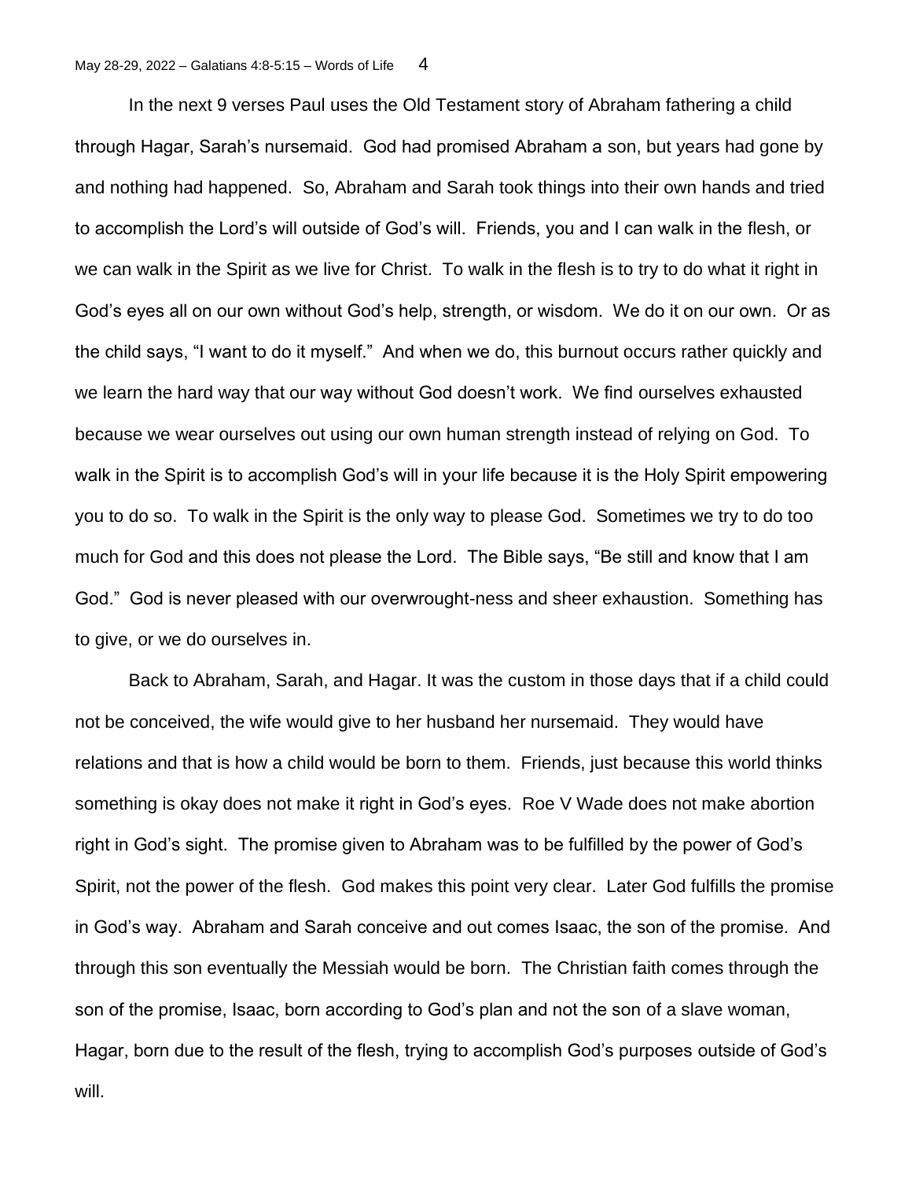In the next 9 verses Paul uses the Old Testament story of Abraham fathering a child through Hagar, Sarah's nursemaid. God had promised Abraham a son, but years had gone by and nothing had happened. So, Abraham and Sarah took things into their own hands and tried to accomplish the Lord's will outside of God's will. Friends, you and I can walk in the flesh, or we can walk in the Spirit as we live for Christ. To walk in the flesh is to try to do what it right in God's eyes all on our own without God's help, strength, or wisdom. We do it on our own. Or as the child says, "I want to do it myself." And when we do, this burnout occurs rather quickly and we learn the hard way that our way without God doesn't work. We find ourselves exhausted because we wear ourselves out using our own human strength instead of relying on God. To walk in the Spirit is to accomplish God's will in your life because it is the Holy Spirit empowering you to do so. To walk in the Spirit is the only way to please God. Sometimes we try to do too much for God and this does not please the Lord. The Bible says, "Be still and know that I am God." God is never pleased with our overwrought-ness and sheer exhaustion. Something has to give, or we do ourselves in.

Back to Abraham, Sarah, and Hagar. It was the custom in those days that if a child could not be conceived, the wife would give to her husband her nursemaid. They would have relations and that is how a child would be born to them. Friends, just because this world thinks something is okay does not make it right in God's eyes. Roe V Wade does not make abortion right in God's sight. The promise given to Abraham was to be fulfilled by the power of God's Spirit, not the power of the flesh. God makes this point very clear. Later God fulfills the promise in God's way. Abraham and Sarah conceive and out comes Isaac, the son of the promise. And through this son eventually the Messiah would be born. The Christian faith comes through the son of the promise, Isaac, born according to God's plan and not the son of a slave woman, Hagar, born due to the result of the flesh, trying to accomplish God's purposes outside of God's will.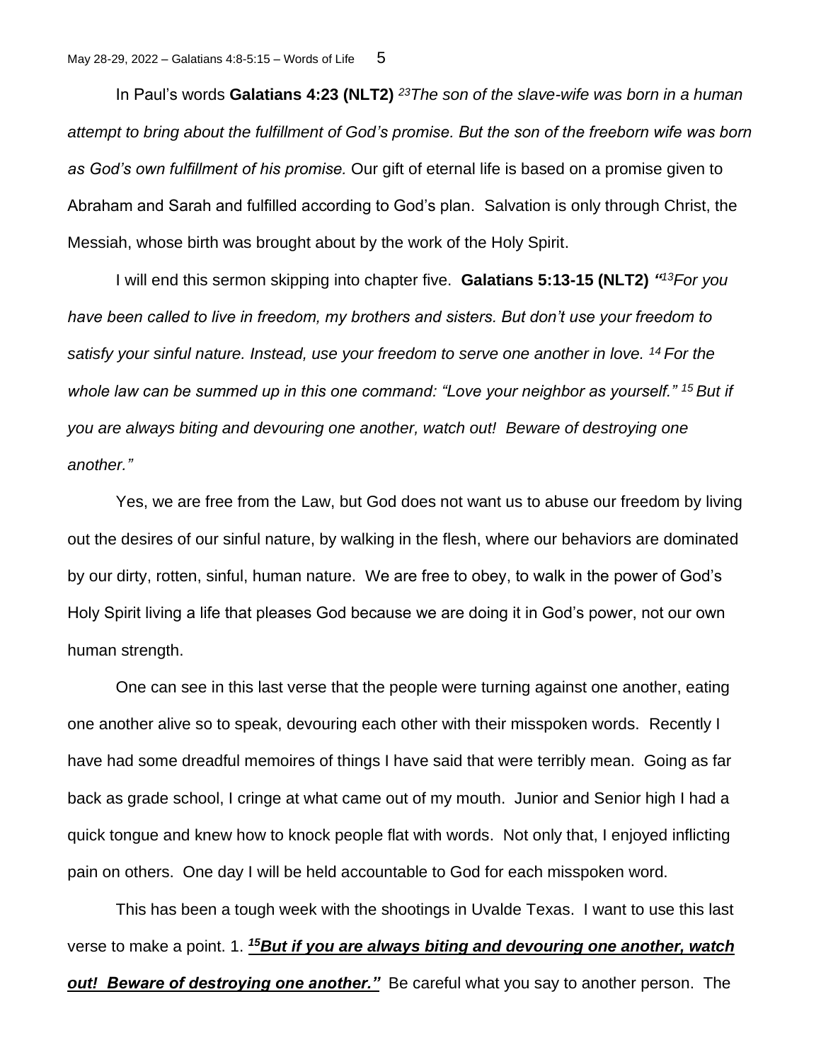In Paul's words **Galatians 4:23 (NLT2)** *[23]The son of the slave-wife was born in a human attempt to bring about the fulfillment of God's promise. But the son of the freeborn wife was born as God's own fulfillment of his promise.* Our gift of eternal life is based on a promise given to Abraham and Sarah and fulfilled according to God's plan. Salvation is only through Christ, the Messiah, whose birth was brought about by the work of the Holy Spirit.

I will end this sermon skipping into chapter five. **Galatians 5:13-15 (NLT2)** *"[13]For you have been called to live in freedom, my brothers and sisters. But don't use your freedom to satisfy your sinful nature. Instead, use your freedom to serve one another in love. [14] For the whole law can be summed up in this one command: "Love your neighbor as yourself." [15] But if you are always biting and devouring one another, watch out! Beware of destroying one another."*

Yes, we are free from the Law, but God does not want us to abuse our freedom by living out the desires of our sinful nature, by walking in the flesh, where our behaviors are dominated by our dirty, rotten, sinful, human nature. We are free to obey, to walk in the power of God's Holy Spirit living a life that pleases God because we are doing it in God's power, not our own human strength.

One can see in this last verse that the people were turning against one another, eating one another alive so to speak, devouring each other with their misspoken words. Recently I have had some dreadful memoires of things I have said that were terribly mean. Going as far back as grade school, I cringe at what came out of my mouth. Junior and Senior high I had a quick tongue and knew how to knock people flat with words. Not only that, I enjoyed inflicting pain on others. One day I will be held accountable to God for each misspoken word.

This has been a tough week with the shootings in Uvalde Texas. I want to use this last verse to make a point. 1. ***[15]But if you are always biting and devouring one another, watch out! Beware of destroying one another."*** Be careful what you say to another person. The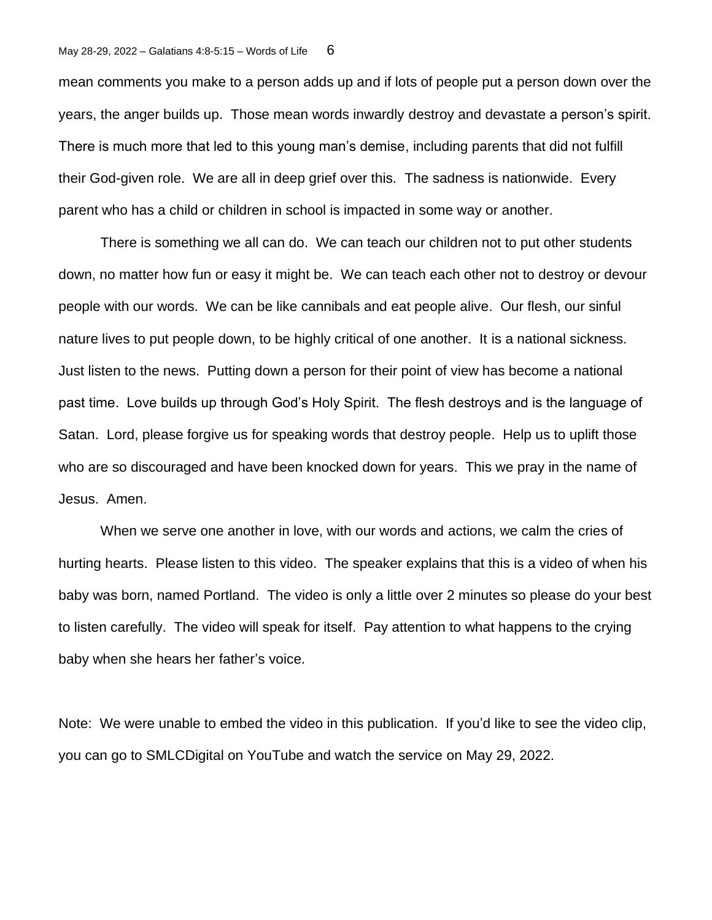mean comments you make to a person adds up and if lots of people put a person down over the years, the anger builds up. Those mean words inwardly destroy and devastate a person's spirit. There is much more that led to this young man's demise, including parents that did not fulfill their God-given role. We are all in deep grief over this. The sadness is nationwide. Every parent who has a child or children in school is impacted in some way or another.

There is something we all can do. We can teach our children not to put other students down, no matter how fun or easy it might be. We can teach each other not to destroy or devour people with our words. We can be like cannibals and eat people alive. Our flesh, our sinful nature lives to put people down, to be highly critical of one another. It is a national sickness. Just listen to the news. Putting down a person for their point of view has become a national past time. Love builds up through God's Holy Spirit. The flesh destroys and is the language of Satan. Lord, please forgive us for speaking words that destroy people. Help us to uplift those who are so discouraged and have been knocked down for years. This we pray in the name of Jesus. Amen.

When we serve one another in love, with our words and actions, we calm the cries of hurting hearts. Please listen to this video. The speaker explains that this is a video of when his baby was born, named Portland. The video is only a little over 2 minutes so please do your best to listen carefully. The video will speak for itself. Pay attention to what happens to the crying baby when she hears her father's voice.

Note: We were unable to embed the video in this publication. If you'd like to see the video clip, you can go to SMLCDigital on YouTube and watch the service on May 29, 2022.